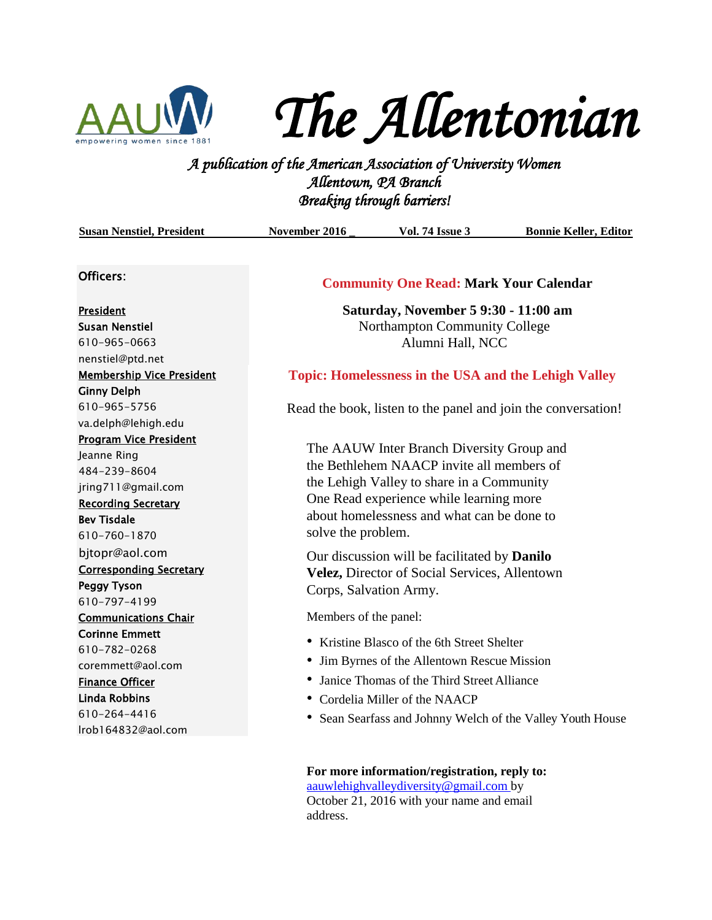AAUW empowering women since 1881

# The Allentonian

*A publication of the American Association of University Women*
*Allentown, PA Branch*
*Breaking through barriers!*

**Susan Nenstiel, President** | **November 2016** | **Vol. 74 Issue 3** | **Bonnie Keller, Editor**

## Officers:

**President**
Susan Nenstiel
610-965-0663
nenstiel@ptd.net

**Membership Vice President**
Ginny Delph
610-965-5756
va.delph@lehigh.edu

**Program Vice President**
Jeanne Ring
484-239-8604
jring711@gmail.com

**Recording Secretary**
Bev Tisdale
610-760-1870
bjtopr@aol.com

**Corresponding Secretary**
Peggy Tyson
610-797-4199

**Communications Chair**
Corinne Emmett
610-782-0268
coremmett@aol.com

**Finance Officer**
Linda Robbins
610-264-4416
lrob164832@aol.com

## Community One Read: Mark Your Calendar

**Saturday, November 5 9:30 - 11:00 am**
Northampton Community College
Alumni Hall, NCC

### Topic: Homelessness in the USA and the Lehigh Valley

Read the book, listen to the panel and join the conversation!

The AAUW Inter Branch Diversity Group and the Bethlehem NAACP invite all members of the Lehigh Valley to share in a Community One Read experience while learning more about homelessness and what can be done to solve the problem.

Our discussion will be facilitated by **Danilo Velez,** Director of Social Services, Allentown Corps, Salvation Army.

Members of the panel:

- Kristine Blasco of the 6th Street Shelter
- Jim Byrnes of the Allentown Rescue Mission
- Janice Thomas of the Third Street Alliance
- Cordelia Miller of the NAACP
- Sean Searfass and Johnny Welch of the Valley Youth House

**For more information/registration, reply to:**
aauwlehighvalleydiversity@gmail.com by October 21, 2016 with your name and email address.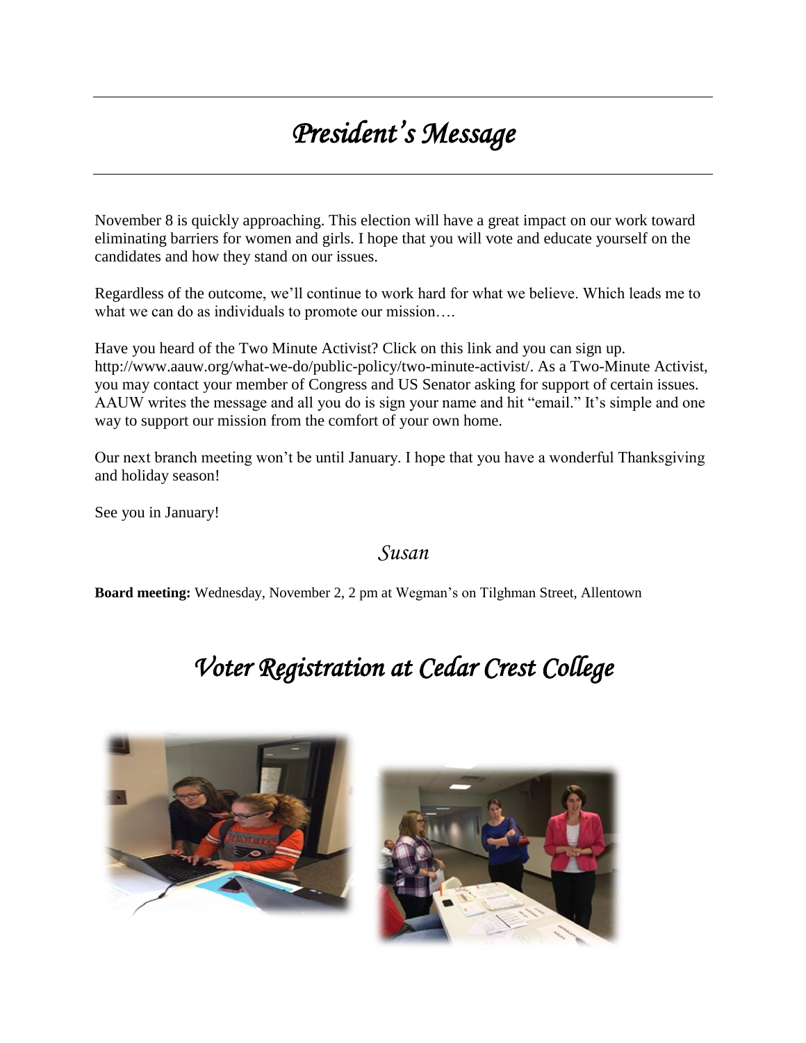# *President's Message*

November 8 is quickly approaching. This election will have a great impact on our work toward eliminating barriers for women and girls. I hope that you will vote and educate yourself on the candidates and how they stand on our issues.

Regardless of the outcome, we'll continue to work hard for what we believe. Which leads me to what we can do as individuals to promote our mission….

Have you heard of the Two Minute Activist? Click on this link and you can sign up. http://www.aauw.org/what-we-do/public-policy/two-minute-activist/. As a Two-Minute Activist, you may contact your member of Congress and US Senator asking for support of certain issues. AAUW writes the message and all you do is sign your name and hit "email." It's simple and one way to support our mission from the comfort of your own home.

Our next branch meeting won't be until January. I hope that you have a wonderful Thanksgiving and holiday season!

See you in January!

*Susan*

**Board meeting:** Wednesday, November 2, 2 pm at Wegman's on Tilghman Street, Allentown

# *Voter Registration at Cedar Crest College*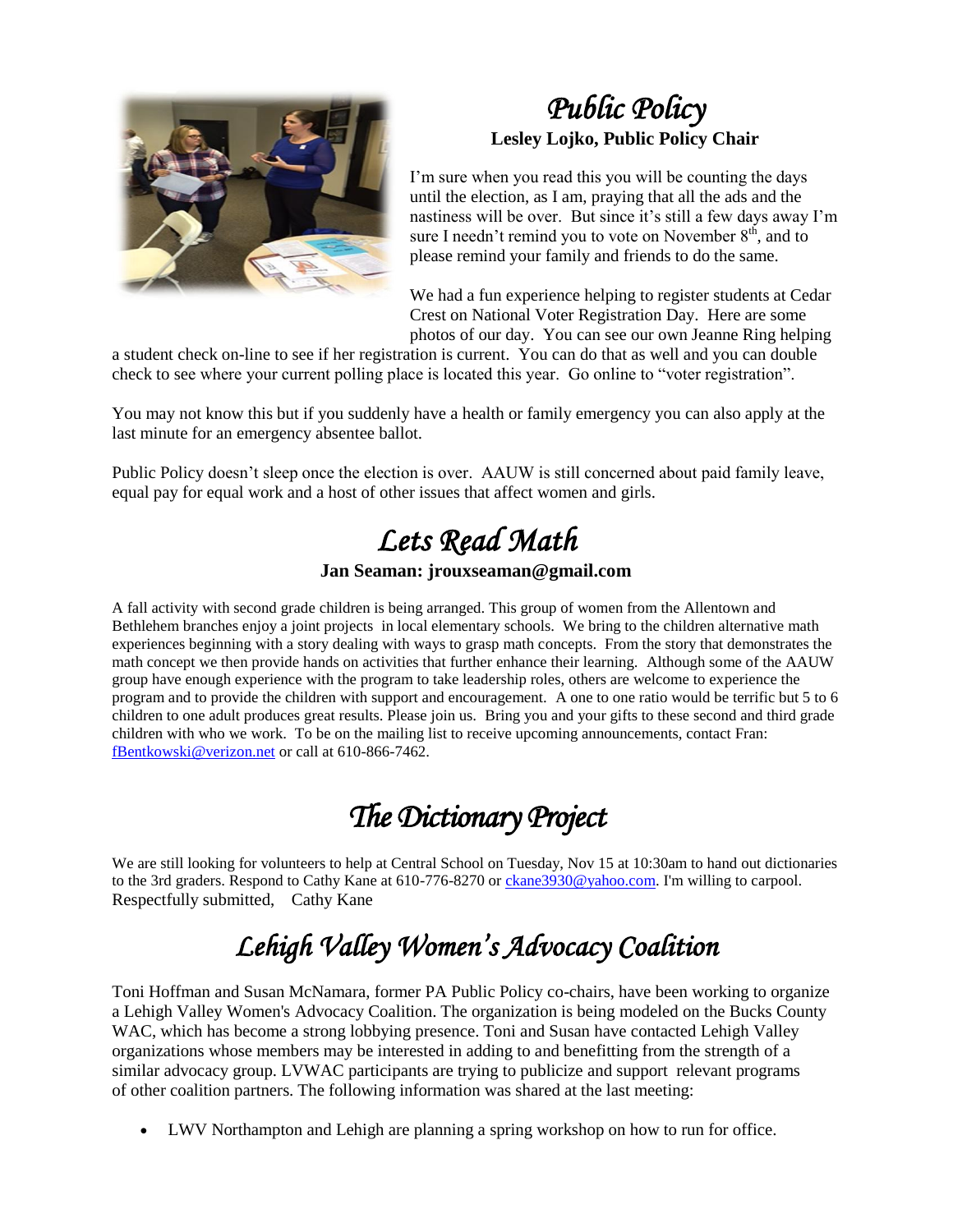# *Public Policy*

**Lesley Lojko, Public Policy Chair**

I'm sure when you read this you will be counting the days until the election, as I am, praying that all the ads and the nastiness will be over. But since it's still a few days away I'm sure I needn't remind you to vote on November 8th, and to please remind your family and friends to do the same.

We had a fun experience helping to register students at Cedar Crest on National Voter Registration Day. Here are some photos of our day. You can see our own Jeanne Ring helping a student check on-line to see if her registration is current. You can do that as well and you can double check to see where your current polling place is located this year. Go online to "voter registration".

You may not know this but if you suddenly have a health or family emergency you can also apply at the last minute for an emergency absentee ballot.

Public Policy doesn't sleep once the election is over. AAUW is still concerned about paid family leave, equal pay for equal work and a host of other issues that affect women and girls.

# *Lets Read Math*

**Jan Seaman: jrouxseaman@gmail.com**

A fall activity with second grade children is being arranged. This group of women from the Allentown and Bethlehem branches enjoy a joint projects in local elementary schools. We bring to the children alternative math experiences beginning with a story dealing with ways to grasp math concepts. From the story that demonstrates the math concept we then provide hands on activities that further enhance their learning. Although some of the AAUW group have enough experience with the program to take leadership roles, others are welcome to experience the program and to provide the children with support and encouragement. A one to one ratio would be terrific but 5 to 6 children to one adult produces great results. Please join us. Bring you and your gifts to these second and third grade children with who we work. To be on the mailing list to receive upcoming announcements, contact Fran: fBentkowski@verizon.net or call at 610-866-7462.

# *The Dictionary Project*

We are still looking for volunteers to help at Central School on Tuesday, Nov 15 at 10:30am to hand out dictionaries to the 3rd graders. Respond to Cathy Kane at 610-776-8270 or ckane3930@yahoo.com. I'm willing to carpool.
Respectfully submitted, Cathy Kane

# *Lehigh Valley Women's Advocacy Coalition*

Toni Hoffman and Susan McNamara, former PA Public Policy co-chairs, have been working to organize a Lehigh Valley Women's Advocacy Coalition. The organization is being modeled on the Bucks County WAC, which has become a strong lobbying presence. Toni and Susan have contacted Lehigh Valley organizations whose members may be interested in adding to and benefitting from the strength of a similar advocacy group. LVWAC participants are trying to publicize and support relevant programs of other coalition partners. The following information was shared at the last meeting:

- LWV Northampton and Lehigh are planning a spring workshop on how to run for office.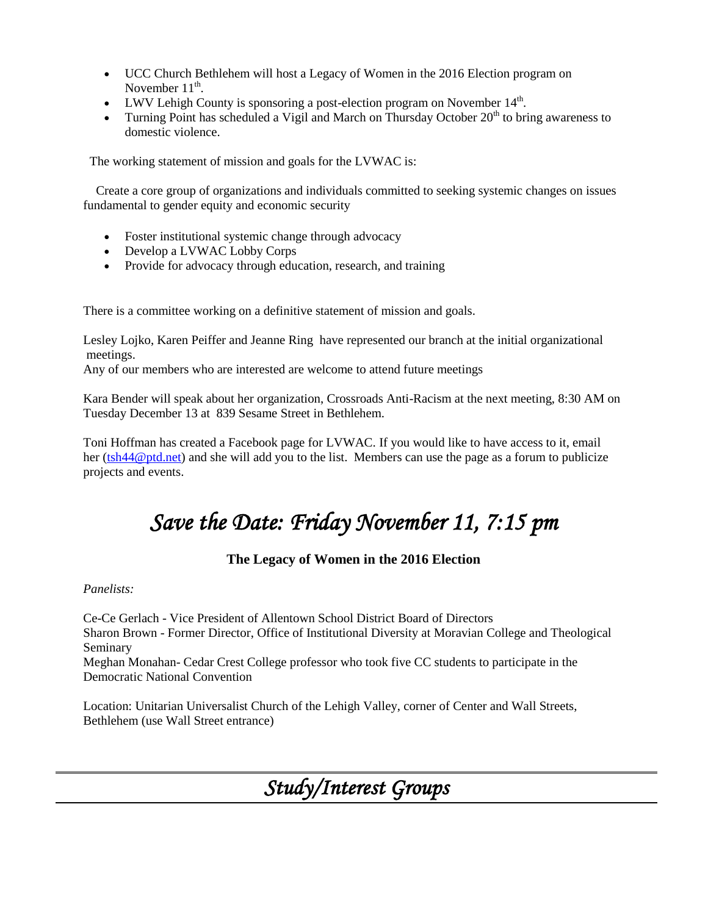- UCC Church Bethlehem will host a Legacy of Women in the 2016 Election program on November 11th.
- LWV Lehigh County is sponsoring a post-election program on November 14th.
- Turning Point has scheduled a Vigil and March on Thursday October 20th to bring awareness to domestic violence.

The working statement of mission and goals for the LVWAC is:

Create a core group of organizations and individuals committed to seeking systemic changes on issues fundamental to gender equity and economic security

- Foster institutional systemic change through advocacy
- Develop a LVWAC Lobby Corps
- Provide for advocacy through education, research, and training

There is a committee working on a definitive statement of mission and goals.

Lesley Lojko, Karen Peiffer and Jeanne Ring have represented our branch at the initial organizational meetings.
Any of our members who are interested are welcome to attend future meetings

Kara Bender will speak about her organization, Crossroads Anti-Racism at the next meeting, 8:30 AM on Tuesday December 13 at 839 Sesame Street in Bethlehem.

Toni Hoffman has created a Facebook page for LVWAC. If you would like to have access to it, email her (tsh44@ptd.net) and she will add you to the list. Members can use the page as a forum to publicize projects and events.

# *Save the Date: Friday November 11, 7:15 pm*

**The Legacy of Women in the 2016 Election**

*Panelists:*

Ce-Ce Gerlach - Vice President of Allentown School District Board of Directors
Sharon Brown - Former Director, Office of Institutional Diversity at Moravian College and Theological Seminary
Meghan Monahan- Cedar Crest College professor who took five CC students to participate in the Democratic National Convention

Location: Unitarian Universalist Church of the Lehigh Valley, corner of Center and Wall Streets, Bethlehem (use Wall Street entrance)

# *Study/Interest Groups*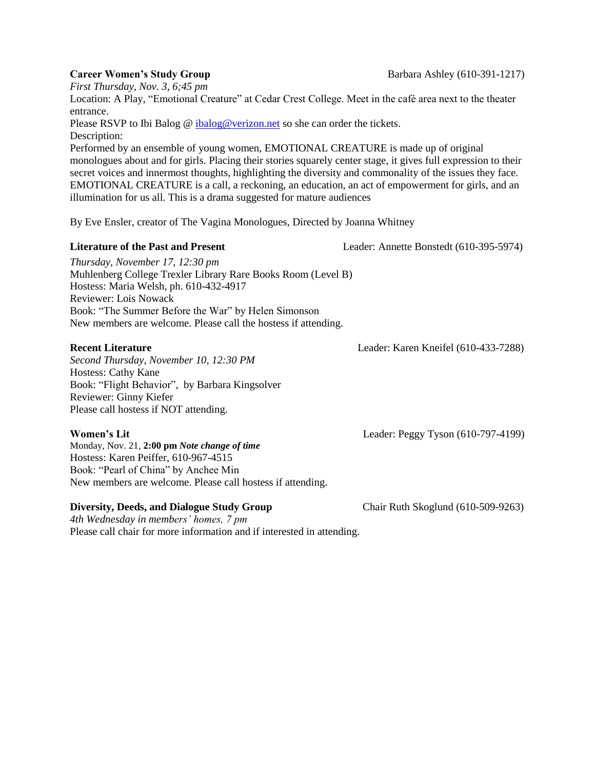**Career Women's Study Group** Barbara Ashley (610-391-1217)

*First Thursday, Nov. 3, 6;45 pm*

Location: A Play, "Emotional Creature" at Cedar Crest College. Meet in the café area next to the theater entrance.

Please RSVP to Ibi Balog @ ibalog@verizon.net so she can order the tickets.

Description:

Performed by an ensemble of young women, EMOTIONAL CREATURE is made up of original monologues about and for girls. Placing their stories squarely center stage, it gives full expression to their secret voices and innermost thoughts, highlighting the diversity and commonality of the issues they face. EMOTIONAL CREATURE is a call, a reckoning, an education, an act of empowerment for girls, and an illumination for us all. This is a drama suggested for mature audiences

By Eve Ensler, creator of The Vagina Monologues, Directed by Joanna Whitney

**Literature of the Past and Present** Leader: Annette Bonstedt (610-395-5974)

*Thursday, November 17, 12:30 pm*

Muhlenberg College Trexler Library Rare Books Room (Level B)

Hostess: Maria Welsh, ph. 610-432-4917

Reviewer: Lois Nowack

Book: "The Summer Before the War" by Helen Simonson

New members are welcome. Please call the hostess if attending.

**Recent Literature** Leader: Karen Kneifel (610-433-7288)

*Second Thursday, November 10, 12:30 PM*

Hostess: Cathy Kane

Book: "Flight Behavior", by Barbara Kingsolver

Reviewer: Ginny Kiefer

Please call hostess if NOT attending.

**Women's Lit** Leader: Peggy Tyson (610-797-4199)

Monday, Nov. 21, **2:00 pm *Note change of time***

Hostess: Karen Peiffer, 610-967-4515

Book: "Pearl of China" by Anchee Min

New members are welcome. Please call hostess if attending.

**Diversity, Deeds, and Dialogue Study Group** Chair Ruth Skoglund (610-509-9263)

*4th Wednesday in members' homes, 7 pm*

Please call chair for more information and if interested in attending.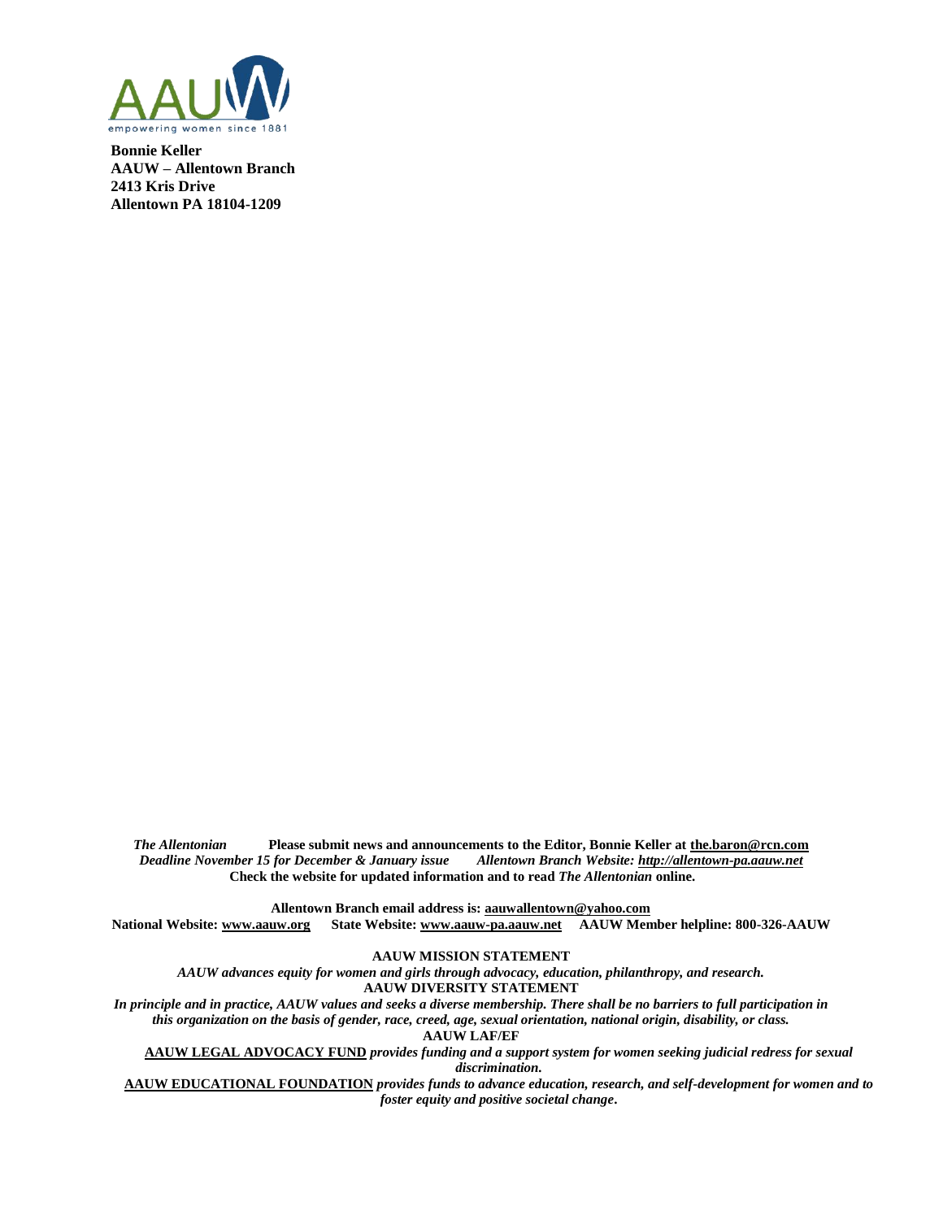AAUW
empowering women since 1881

**Bonnie Keller**
**AAUW – Allentown Branch**
**2413 Kris Drive**
**Allentown PA 18104-1209**

***The Allentonian*** **Please submit news and announcements to the Editor, Bonnie Keller at the.baron@rcn.com**
***Deadline November 15 for December & January issue*** ***Allentown Branch Website: http://allentown-pa.aauw.net***
**Check the website for updated information and to read *The Allentonian* online.**

**Allentown Branch email address is: aauwallentown@yahoo.com**
**National Website: www.aauw.org State Website: www.aauw-pa.aauw.net AAUW Member helpline: 800-326-AAUW**

**AAUW MISSION STATEMENT**

***AAUW advances equity for women and girls through advocacy, education, philanthropy, and research.***

**AAUW DIVERSITY STATEMENT**

***In principle and in practice, AAUW values and seeks a diverse membership. There shall be no barriers to full participation in this organization on the basis of gender, race, creed, age, sexual orientation, national origin, disability, or class.***

**AAUW LAF/EF**

**AAUW LEGAL ADVOCACY FUND** ***provides funding and a support system for women seeking judicial redress for sexual discrimination.***

**AAUW EDUCATIONAL FOUNDATION** ***provides funds to advance education, research, and self-development for women and to foster equity and positive societal change.***